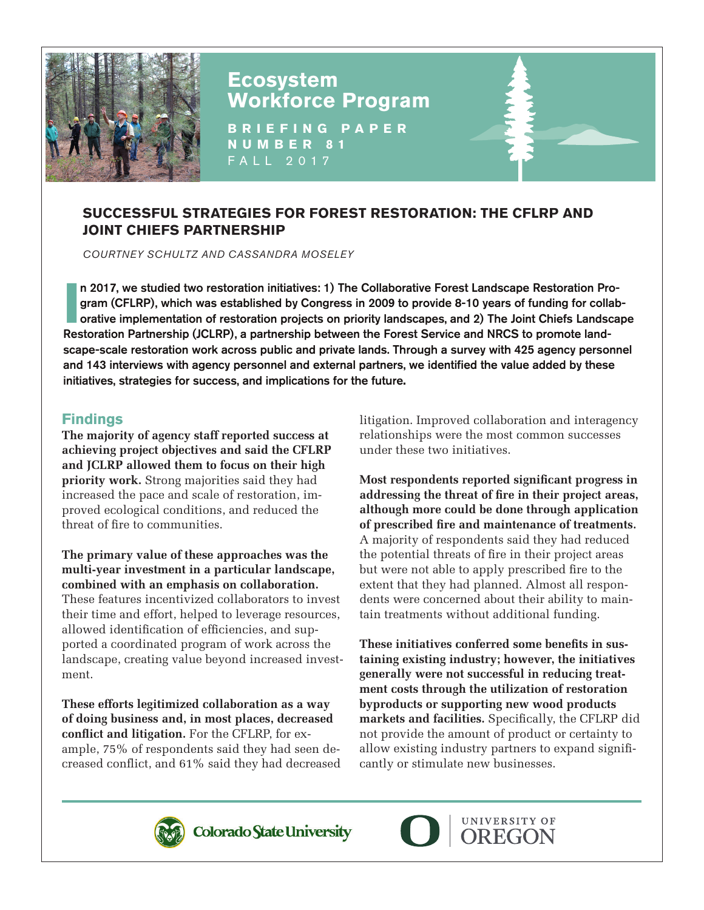# Ecosystem Workforce Program

**BRIEFING PAPER NUMBER 81**
FALL 2017

## SUCCESSFUL STRATEGIES FOR FOREST RESTORATION: THE CFLRP AND JOINT CHIEFS PARTNERSHIP

*COURTNEY SCHULTZ AND CASSANDRA MOSELEY*

**In 2017, we studied two restoration initiatives: 1) The Collaborative Forest Landscape Restoration Program (CFLRP), which was established by Congress in 2009 to provide 8-10 years of funding for collaborative implementation of restoration projects on priority landscapes, and 2) The Joint Chiefs Landscape Restoration Partnership (JCLRP), a partnership between the Forest Service and NRCS to promote landscape-scale restoration work across public and private lands. Through a survey with 425 agency personnel and 143 interviews with agency personnel and external partners, we identified the value added by these initiatives, strategies for success, and implications for the future.**

## Findings

**The majority of agency staff reported success at achieving project objectives and said the CFLRP and JCLRP allowed them to focus on their high priority work.** Strong majorities said they had increased the pace and scale of restoration, improved ecological conditions, and reduced the threat of fire to communities.

**The primary value of these approaches was the multi-year investment in a particular landscape, combined with an emphasis on collaboration.** These features incentivized collaborators to invest their time and effort, helped to leverage resources, allowed identification of efficiencies, and supported a coordinated program of work across the landscape, creating value beyond increased investment.

**These efforts legitimized collaboration as a way of doing business and, in most places, decreased conflict and litigation.** For the CFLRP, for example, 75% of respondents said they had seen decreased conflict, and 61% said they had decreased litigation. Improved collaboration and interagency relationships were the most common successes under these two initiatives.

**Most respondents reported significant progress in addressing the threat of fire in their project areas, although more could be done through application of prescribed fire and maintenance of treatments.** A majority of respondents said they had reduced the potential threats of fire in their project areas but were not able to apply prescribed fire to the extent that they had planned. Almost all respondents were concerned about their ability to maintain treatments without additional funding.

**These initiatives conferred some benefits in sustaining existing industry; however, the initiatives generally were not successful in reducing treatment costs through the utilization of restoration byproducts or supporting new wood products markets and facilities.** Specifically, the CFLRP did not provide the amount of product or certainty to allow existing industry partners to expand significantly or stimulate new businesses.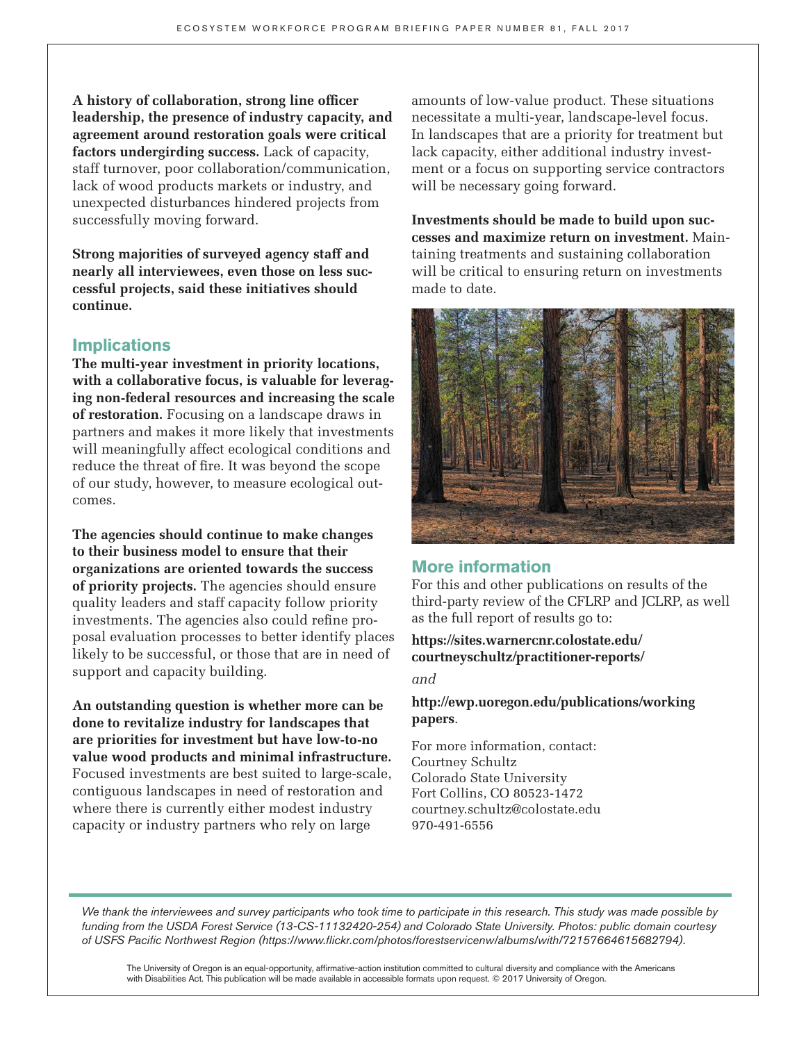**A history of collaboration, strong line officer leadership, the presence of industry capacity, and agreement around restoration goals were critical factors undergirding success.** Lack of capacity, staff turnover, poor collaboration/communication, lack of wood products markets or industry, and unexpected disturbances hindered projects from successfully moving forward.

**Strong majorities of surveyed agency staff and nearly all interviewees, even those on less successful projects, said these initiatives should continue.**

## Implications

**The multi-year investment in priority locations, with a collaborative focus, is valuable for leveraging non-federal resources and increasing the scale of restoration.** Focusing on a landscape draws in partners and makes it more likely that investments will meaningfully affect ecological conditions and reduce the threat of fire. It was beyond the scope of our study, however, to measure ecological outcomes.

**The agencies should continue to make changes to their business model to ensure that their organizations are oriented towards the success of priority projects.** The agencies should ensure quality leaders and staff capacity follow priority investments. The agencies also could refine proposal evaluation processes to better identify places likely to be successful, or those that are in need of support and capacity building.

**An outstanding question is whether more can be done to revitalize industry for landscapes that are priorities for investment but have low-to-no value wood products and minimal infrastructure.** Focused investments are best suited to large-scale, contiguous landscapes in need of restoration and where there is currently either modest industry capacity or industry partners who rely on large amounts of low-value product. These situations necessitate a multi-year, landscape-level focus. In landscapes that are a priority for treatment but lack capacity, either additional industry investment or a focus on supporting service contractors will be necessary going forward.

**Investments should be made to build upon successes and maximize return on investment.** Maintaining treatments and sustaining collaboration will be critical to ensuring return on investments made to date.

## More information

For this and other publications on results of the third-party review of the CFLRP and JCLRP, as well as the full report of results go to:

**https://sites.warnercnr.colostate.edu/courtneyschultz/practitioner-reports/**

*and*

**http://ewp.uoregon.edu/publications/working papers**.

For more information, contact:
Courtney Schultz
Colorado State University
Fort Collins, CO 80523-1472
courtney.schultz@colostate.edu
970-491-6556

*We thank the interviewees and survey participants who took time to participate in this research. This study was made possible by funding from the USDA Forest Service (13-CS-11132420-254) and Colorado State University. Photos: public domain courtesy of USFS Pacific Northwest Region (https://www.flickr.com/photos/forestservicenw/albums/with/72157664615682794).*

The University of Oregon is an equal-opportunity, affirmative-action institution committed to cultural diversity and compliance with the Americans with Disabilities Act. This publication will be made available in accessible formats upon request. © 2017 University of Oregon.